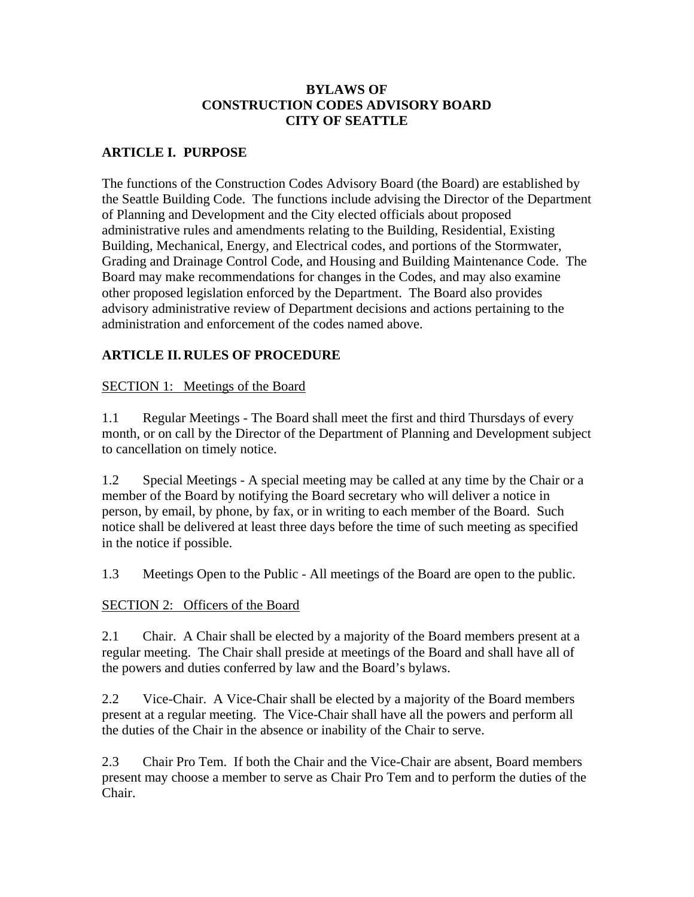# BYLAWS OF
# CONSTRUCTION CODES ADVISORY BOARD
# CITY OF SEATTLE

## ARTICLE I. PURPOSE

The functions of the Construction Codes Advisory Board (the Board) are established by the Seattle Building Code. The functions include advising the Director of the Department of Planning and Development and the City elected officials about proposed administrative rules and amendments relating to the Building, Residential, Existing Building, Mechanical, Energy, and Electrical codes, and portions of the Stormwater, Grading and Drainage Control Code, and Housing and Building Maintenance Code. The Board may make recommendations for changes in the Codes, and may also examine other proposed legislation enforced by the Department. The Board also provides advisory administrative review of Department decisions and actions pertaining to the administration and enforcement of the codes named above.

## ARTICLE II. RULES OF PROCEDURE

### SECTION 1: Meetings of the Board

1.1 Regular Meetings - The Board shall meet the first and third Thursdays of every month, or on call by the Director of the Department of Planning and Development subject to cancellation on timely notice.

1.2 Special Meetings - A special meeting may be called at any time by the Chair or a member of the Board by notifying the Board secretary who will deliver a notice in person, by email, by phone, by fax, or in writing to each member of the Board. Such notice shall be delivered at least three days before the time of such meeting as specified in the notice if possible.

1.3 Meetings Open to the Public - All meetings of the Board are open to the public.

### SECTION 2: Officers of the Board

2.1 Chair. A Chair shall be elected by a majority of the Board members present at a regular meeting. The Chair shall preside at meetings of the Board and shall have all of the powers and duties conferred by law and the Board's bylaws.

2.2 Vice-Chair. A Vice-Chair shall be elected by a majority of the Board members present at a regular meeting. The Vice-Chair shall have all the powers and perform all the duties of the Chair in the absence or inability of the Chair to serve.

2.3 Chair Pro Tem. If both the Chair and the Vice-Chair are absent, Board members present may choose a member to serve as Chair Pro Tem and to perform the duties of the Chair.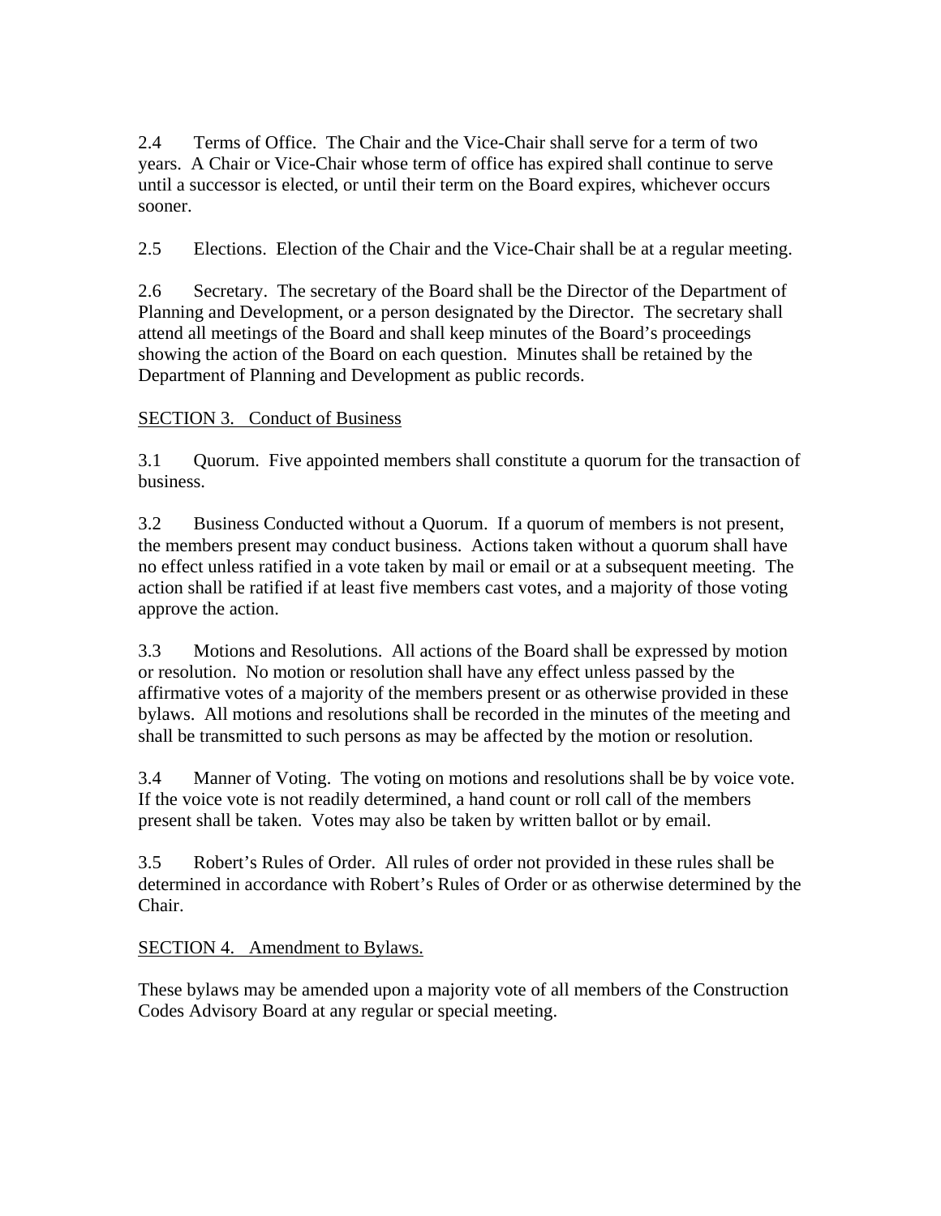2.4 Terms of Office. The Chair and the Vice-Chair shall serve for a term of two years. A Chair or Vice-Chair whose term of office has expired shall continue to serve until a successor is elected, or until their term on the Board expires, whichever occurs sooner.

2.5 Elections. Election of the Chair and the Vice-Chair shall be at a regular meeting.

2.6 Secretary. The secretary of the Board shall be the Director of the Department of Planning and Development, or a person designated by the Director. The secretary shall attend all meetings of the Board and shall keep minutes of the Board's proceedings showing the action of the Board on each question. Minutes shall be retained by the Department of Planning and Development as public records.

<u>SECTION 3. Conduct of Business</u>

3.1 Quorum. Five appointed members shall constitute a quorum for the transaction of business.

3.2 Business Conducted without a Quorum. If a quorum of members is not present, the members present may conduct business. Actions taken without a quorum shall have no effect unless ratified in a vote taken by mail or email or at a subsequent meeting. The action shall be ratified if at least five members cast votes, and a majority of those voting approve the action.

3.3 Motions and Resolutions. All actions of the Board shall be expressed by motion or resolution. No motion or resolution shall have any effect unless passed by the affirmative votes of a majority of the members present or as otherwise provided in these bylaws. All motions and resolutions shall be recorded in the minutes of the meeting and shall be transmitted to such persons as may be affected by the motion or resolution.

3.4 Manner of Voting. The voting on motions and resolutions shall be by voice vote. If the voice vote is not readily determined, a hand count or roll call of the members present shall be taken. Votes may also be taken by written ballot or by email.

3.5 Robert's Rules of Order. All rules of order not provided in these rules shall be determined in accordance with Robert's Rules of Order or as otherwise determined by the Chair.

<u>SECTION 4. Amendment to Bylaws.</u>

These bylaws may be amended upon a majority vote of all members of the Construction Codes Advisory Board at any regular or special meeting.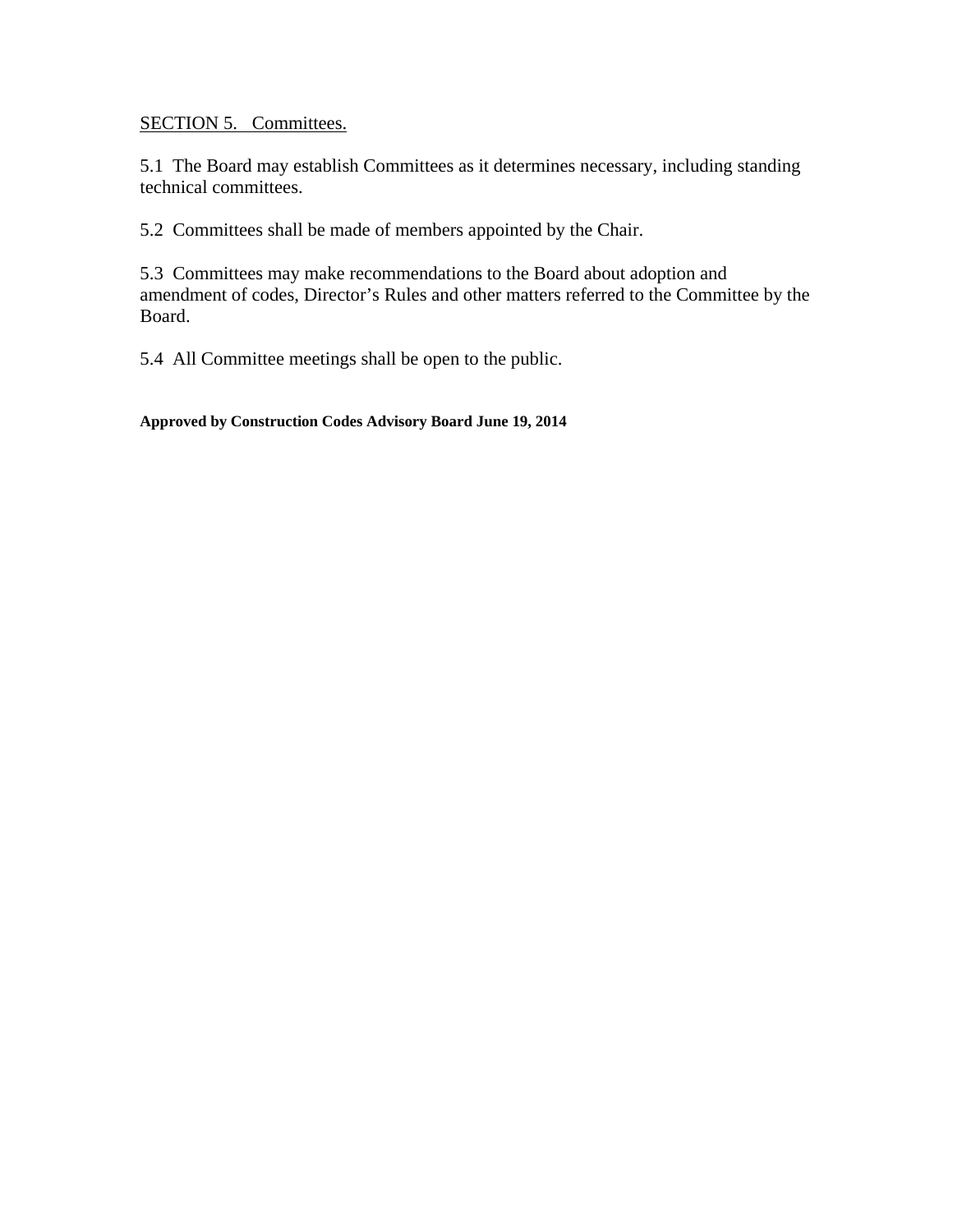SECTION 5. Committees.

5.1 The Board may establish Committees as it determines necessary, including standing technical committees.

5.2 Committees shall be made of members appointed by the Chair.

5.3 Committees may make recommendations to the Board about adoption and amendment of codes, Director's Rules and other matters referred to the Committee by the Board.

5.4 All Committee meetings shall be open to the public.

**Approved by Construction Codes Advisory Board June 19, 2014**